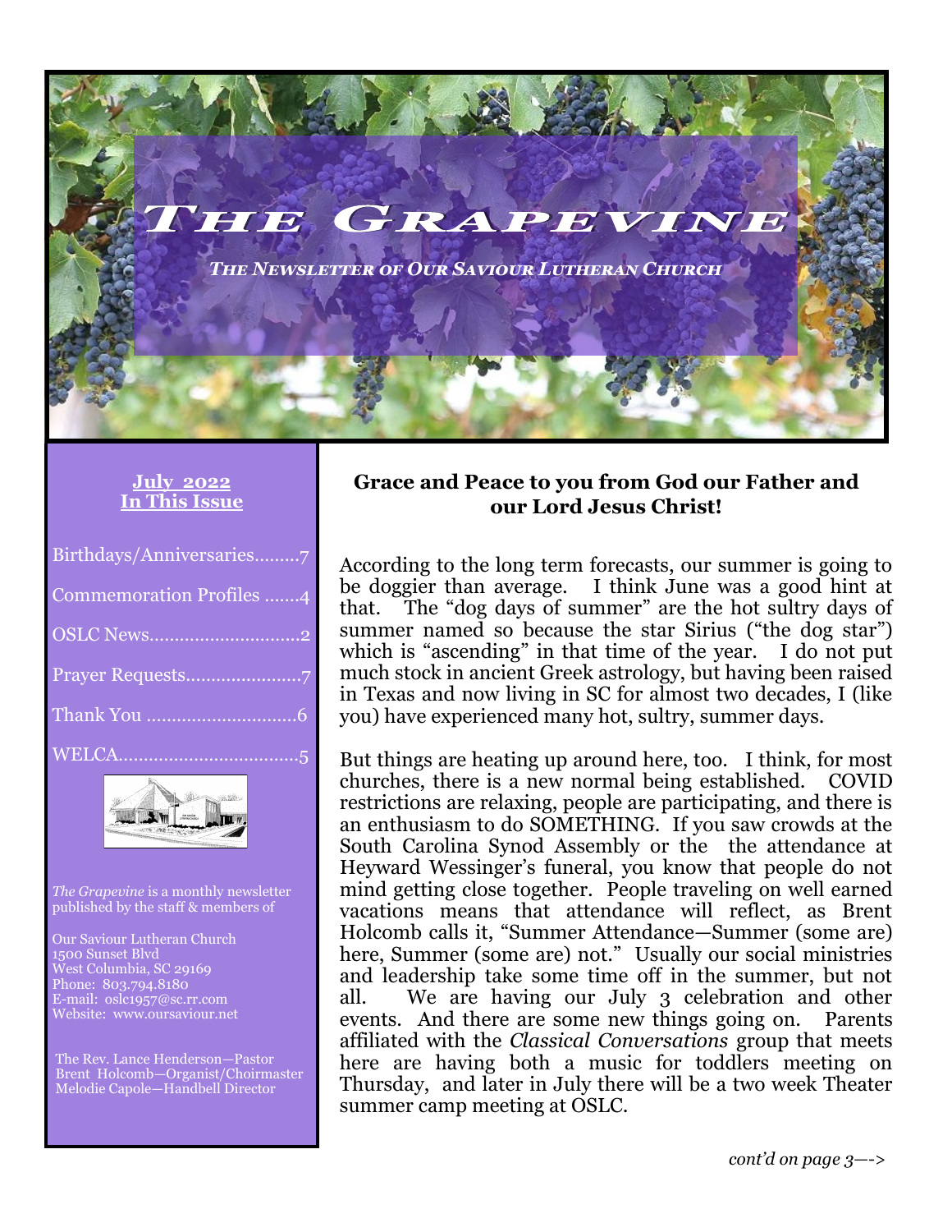# The Grapevine

*The Newsletter of Our Saviour Lutheran Church*

**July 2022**
**In This Issue**

- Birthdays/Anniversaries.........7
- Commemoration Profiles .......4
- OSLC News.............................2
- Prayer Requests.......................7
- Thank You .............................6
- WELCA....................................5

*The Grapevine* is a monthly newsletter published by the staff & members of

Our Saviour Lutheran Church
1500 Sunset Blvd
West Columbia, SC 29169
Phone: 803.794.8180
E-mail: oslc1957@sc.rr.com
Website: www.oursaviour.net

The Rev. Lance Henderson—Pastor
Brent Holcomb—Organist/Choirmaster
Melodie Capole—Handbell Director

**Grace and Peace to you from God our Father and our Lord Jesus Christ!**

According to the long term forecasts, our summer is going to be doggier than average. I think June was a good hint at that. The "dog days of summer" are the hot sultry days of summer named so because the star Sirius ("the dog star") which is "ascending" in that time of the year. I do not put much stock in ancient Greek astrology, but having been raised in Texas and now living in SC for almost two decades, I (like you) have experienced many hot, sultry, summer days.

But things are heating up around here, too. I think, for most churches, there is a new normal being established. COVID restrictions are relaxing, people are participating, and there is an enthusiasm to do SOMETHING. If you saw crowds at the South Carolina Synod Assembly or the the attendance at Heyward Wessinger's funeral, you know that people do not mind getting close together. People traveling on well earned vacations means that attendance will reflect, as Brent Holcomb calls it, "Summer Attendance—Summer (some are) here, Summer (some are) not." Usually our social ministries and leadership take some time off in the summer, but not all. We are having our July 3 celebration and other events. And there are some new things going on. Parents affiliated with the *Classical Conversations* group that meets here are having both a music for toddlers meeting on Thursday, and later in July there will be a two week Theater summer camp meeting at OSLC.

*cont'd on page 3—->*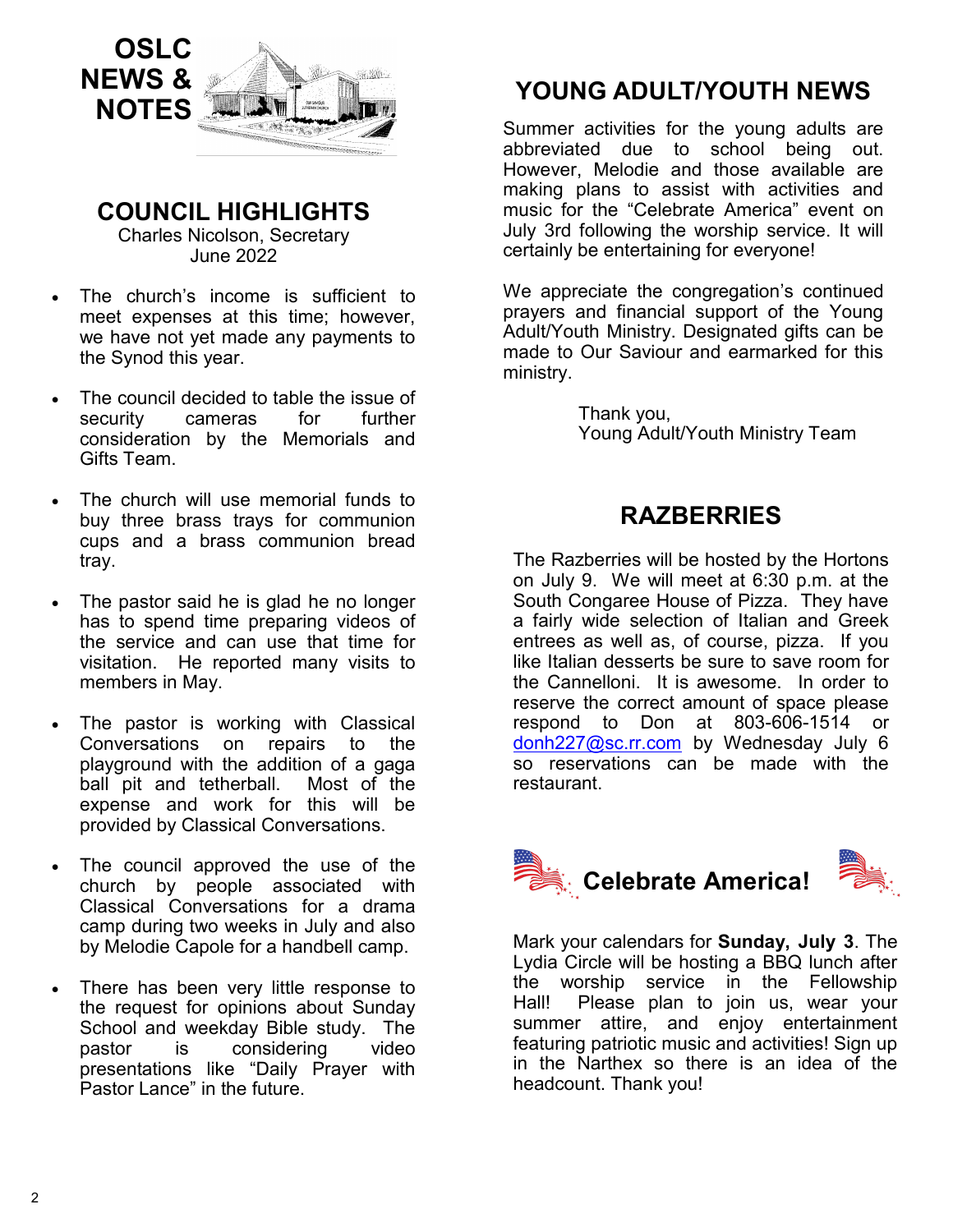# OSLC NEWS & NOTES

## COUNCIL HIGHLIGHTS

Charles Nicolson, Secretary
June 2022

- The church's income is sufficient to meet expenses at this time; however, we have not yet made any payments to the Synod this year.
- The council decided to table the issue of security cameras for further consideration by the Memorials and Gifts Team.
- The church will use memorial funds to buy three brass trays for communion cups and a brass communion bread tray.
- The pastor said he is glad he no longer has to spend time preparing videos of the service and can use that time for visitation. He reported many visits to members in May.
- The pastor is working with Classical Conversations on repairs to the playground with the addition of a gaga ball pit and tetherball. Most of the expense and work for this will be provided by Classical Conversations.
- The council approved the use of the church by people associated with Classical Conversations for a drama camp during two weeks in July and also by Melodie Capole for a handbell camp.
- There has been very little response to the request for opinions about Sunday School and weekday Bible study. The pastor is considering video presentations like "Daily Prayer with Pastor Lance" in the future.

## YOUNG ADULT/YOUTH NEWS

Summer activities for the young adults are abbreviated due to school being out. However, Melodie and those available are making plans to assist with activities and music for the "Celebrate America" event on July 3rd following the worship service. It will certainly be entertaining for everyone!

We appreciate the congregation's continued prayers and financial support of the Young Adult/Youth Ministry. Designated gifts can be made to Our Saviour and earmarked for this ministry.

Thank you,
Young Adult/Youth Ministry Team

## RAZBERRIES

The Razberries will be hosted by the Hortons on July 9. We will meet at 6:30 p.m. at the South Congaree House of Pizza. They have a fairly wide selection of Italian and Greek entrees as well as, of course, pizza. If you like Italian desserts be sure to save room for the Cannelloni. It is awesome. In order to reserve the correct amount of space please respond to Don at 803-606-1514 or donh227@sc.rr.com by Wednesday July 6 so reservations can be made with the restaurant.

## Celebrate America!

Mark your calendars for **Sunday, July 3**. The Lydia Circle will be hosting a BBQ lunch after the worship service in the Fellowship Hall! Please plan to join us, wear your summer attire, and enjoy entertainment featuring patriotic music and activities! Sign up in the Narthex so there is an idea of the headcount. Thank you!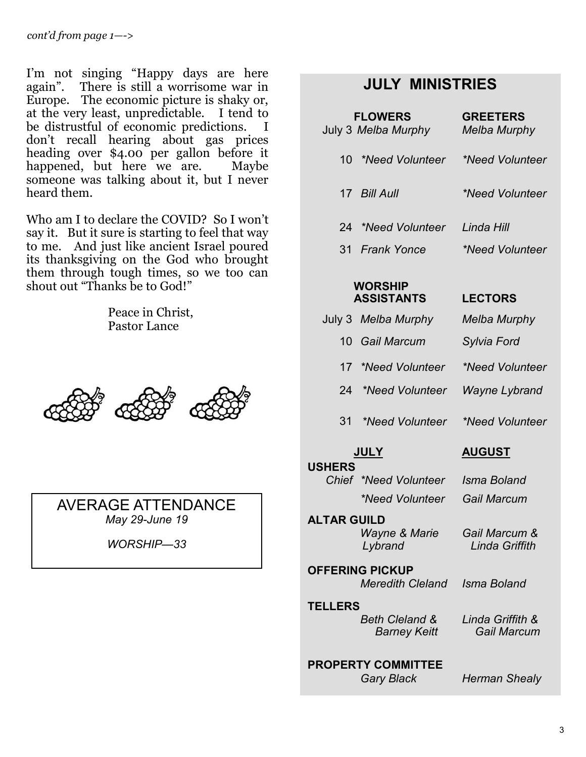*cont'd from page 1—>*

I'm not singing "Happy days are here again". There is still a worrisome war in Europe. The economic picture is shaky or, at the very least, unpredictable. I tend to be distrustful of economic predictions. I don't recall hearing about gas prices heading over $4.00 per gallon before it happened, but here we are. Maybe someone was talking about it, but I never heard them.

Who am I to declare the COVID? So I won't say it. But it sure is starting to feel that way to me. And just like ancient Israel poured its thanksgiving on the God who brought them through tough times, so we too can shout out "Thanks be to God!"

Peace in Christ,
Pastor Lance

**AVERAGE ATTENDANCE**
*May 29-June 19*

*WORSHIP—33*

## JULY MINISTRIES

| | FLOWERS | GREETERS |
|---|---|---|
| July 3 | *Melba Murphy* | *Melba Murphy* |
| 10 | *\*Need Volunteer* | *\*Need Volunteer* |
| 17 | *Bill Aull* | *\*Need Volunteer* |
| 24 | *\*Need Volunteer* | *Linda Hill* |
| 31 | *Frank Yonce* | *\*Need Volunteer* |

| | WORSHIP ASSISTANTS | LECTORS |
|---|---|---|
| July 3 | *Melba Murphy* | *Melba Murphy* |
| 10 | *Gail Marcum* | *Sylvia Ford* |
| 17 | *\*Need Volunteer* | *\*Need Volunteer* |
| 24 | *\*Need Volunteer* | *Wayne Lybrand* |
| 31 | *\*Need Volunteer* | *\*Need Volunteer* |

| | JULY | AUGUST |
|---|---|---|
| **USHERS** | | |
| *Chief* | *\*Need Volunteer* | *Isma Boland* |
| | *\*Need Volunteer* | *Gail Marcum* |
| **ALTAR GUILD** | *Wayne & Marie Lybrand* | *Gail Marcum & Linda Griffith* |
| **OFFERING PICKUP** | *Meredith Cleland* | *Isma Boland* |
| **TELLERS** | *Beth Cleland & Barney Keitt* | *Linda Griffith & Gail Marcum* |
| **PROPERTY COMMITTEE** | *Gary Black* | *Herman Shealy* |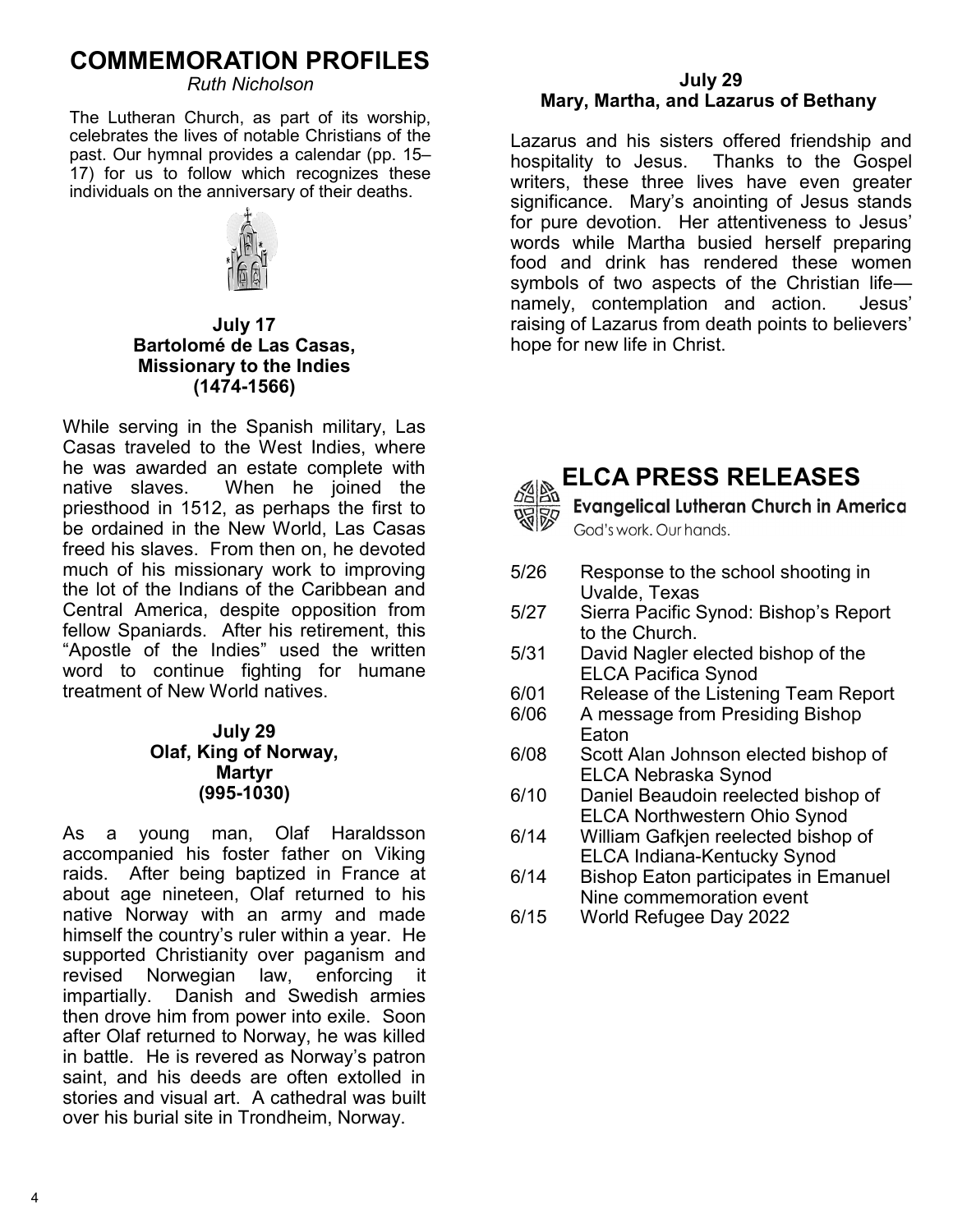## COMMEMORATION PROFILES

*Ruth Nicholson*

The Lutheran Church, as part of its worship, celebrates the lives of notable Christians of the past. Our hymnal provides a calendar (pp. 15–17) for us to follow which recognizes these individuals on the anniversary of their deaths.

### July 17
### Bartolomé de Las Casas, Missionary to the Indies (1474-1566)

While serving in the Spanish military, Las Casas traveled to the West Indies, where he was awarded an estate complete with native slaves. When he joined the priesthood in 1512, as perhaps the first to be ordained in the New World, Las Casas freed his slaves. From then on, he devoted much of his missionary work to improving the lot of the Indians of the Caribbean and Central America, despite opposition from fellow Spaniards. After his retirement, this "Apostle of the Indies" used the written word to continue fighting for humane treatment of New World natives.

### July 29
### Olaf, King of Norway, Martyr (995-1030)

As a young man, Olaf Haraldsson accompanied his foster father on Viking raids. After being baptized in France at about age nineteen, Olaf returned to his native Norway with an army and made himself the country's ruler within a year. He supported Christianity over paganism and revised Norwegian law, enforcing it impartially. Danish and Swedish armies then drove him from power into exile. Soon after Olaf returned to Norway, he was killed in battle. He is revered as Norway's patron saint, and his deeds are often extolled in stories and visual art. A cathedral was built over his burial site in Trondheim, Norway.

### July 29
### Mary, Martha, and Lazarus of Bethany

Lazarus and his sisters offered friendship and hospitality to Jesus. Thanks to the Gospel writers, these three lives have even greater significance. Mary's anointing of Jesus stands for pure devotion. Her attentiveness to Jesus' words while Martha busied herself preparing food and drink has rendered these women symbols of two aspects of the Christian life—namely, contemplation and action. Jesus' raising of Lazarus from death points to believers' hope for new life in Christ.

## ELCA PRESS RELEASES

**Evangelical Lutheran Church in America**
God's work. Our hands.

- 5/26 Response to the school shooting in Uvalde, Texas
- 5/27 Sierra Pacific Synod: Bishop's Report to the Church.
- 5/31 David Nagler elected bishop of the ELCA Pacifica Synod
- 6/01 Release of the Listening Team Report
- 6/06 A message from Presiding Bishop Eaton
- 6/08 Scott Alan Johnson elected bishop of ELCA Nebraska Synod
- 6/10 Daniel Beaudoin reelected bishop of ELCA Northwestern Ohio Synod
- 6/14 William Gafkjen reelected bishop of ELCA Indiana-Kentucky Synod
- 6/14 Bishop Eaton participates in Emanuel Nine commemoration event
- 6/15 World Refugee Day 2022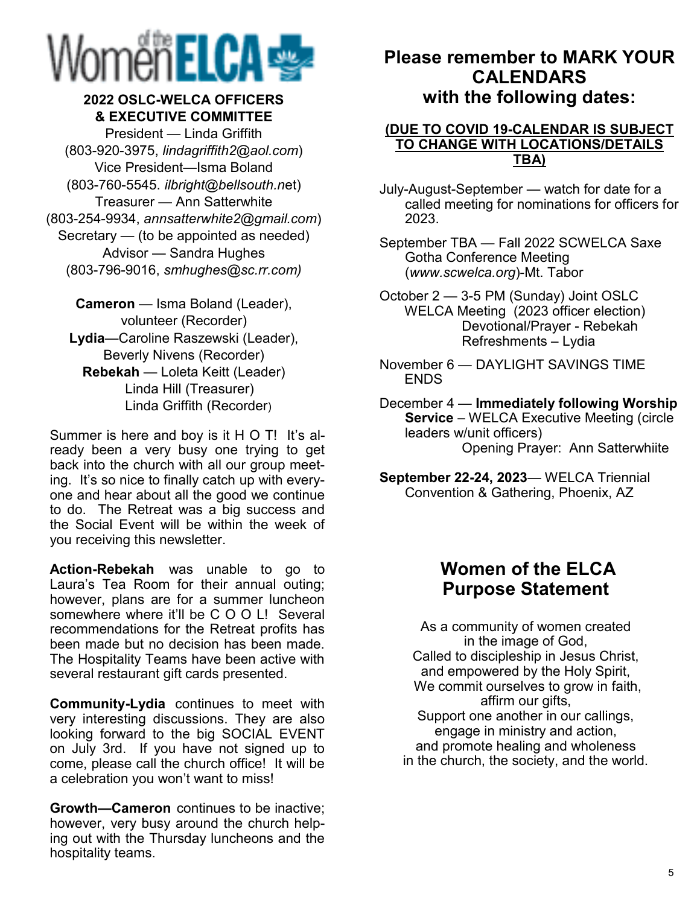# Women of the ELCA

**2022 OSLC-WELCA OFFICERS & EXECUTIVE COMMITTEE**

President — Linda Griffith
(803-920-3975, *lindagriffith2@aol.com*)
Vice President—Isma Boland
(803-760-5545. *ilbright@bellsouth.n*et)
Treasurer — Ann Satterwhite
(803-254-9934, *annsatterwhite2@gmail.com*)
Secretary — (to be appointed as needed)
Advisor — Sandra Hughes
(803-796-9016, *smhughes@sc.rr.com)*

**Cameron** — Isma Boland (Leader), volunteer (Recorder)
**Lydia**—Caroline Raszewski (Leader), Beverly Nivens (Recorder)
**Rebekah** — Loleta Keitt (Leader)
Linda Hill (Treasurer)
Linda Griffith (Recorder)

Summer is here and boy is it H O T! It's already been a very busy one trying to get back into the church with all our group meeting. It's so nice to finally catch up with everyone and hear about all the good we continue to do. The Retreat was a big success and the Social Event will be within the week of you receiving this newsletter.

**Action-Rebekah** was unable to go to Laura's Tea Room for their annual outing; however, plans are for a summer luncheon somewhere where it'll be C O O L! Several recommendations for the Retreat profits has been made but no decision has been made. The Hospitality Teams have been active with several restaurant gift cards presented.

**Community-Lydia** continues to meet with very interesting discussions. They are also looking forward to the big SOCIAL EVENT on July 3rd. If you have not signed up to come, please call the church office! It will be a celebration you won't want to miss!

**Growth—Cameron** continues to be inactive; however, very busy around the church helping out with the Thursday luncheons and the hospitality teams.

## Please remember to MARK YOUR CALENDARS with the following dates:

**(DUE TO COVID 19-CALENDAR IS SUBJECT TO CHANGE WITH LOCATIONS/DETAILS TBA)**

July-August-September — watch for date for a called meeting for nominations for officers for 2023.

September TBA — Fall 2022 SCWELCA Saxe Gotha Conference Meeting (*www.scwelca.org*)-Mt. Tabor

October 2 — 3-5 PM (Sunday) Joint OSLC WELCA Meeting (2023 officer election)
Devotional/Prayer - Rebekah
Refreshments – Lydia

November 6 — DAYLIGHT SAVINGS TIME ENDS

December 4 — **Immediately following Worship Service** – WELCA Executive Meeting (circle leaders w/unit officers)
Opening Prayer: Ann Satterwhiite

**September 22-24, 2023**— WELCA Triennial Convention & Gathering, Phoenix, AZ

## Women of the ELCA Purpose Statement

As a community of women created
in the image of God,
Called to discipleship in Jesus Christ,
and empowered by the Holy Spirit,
We commit ourselves to grow in faith,
affirm our gifts,
Support one another in our callings,
engage in ministry and action,
and promote healing and wholeness
in the church, the society, and the world.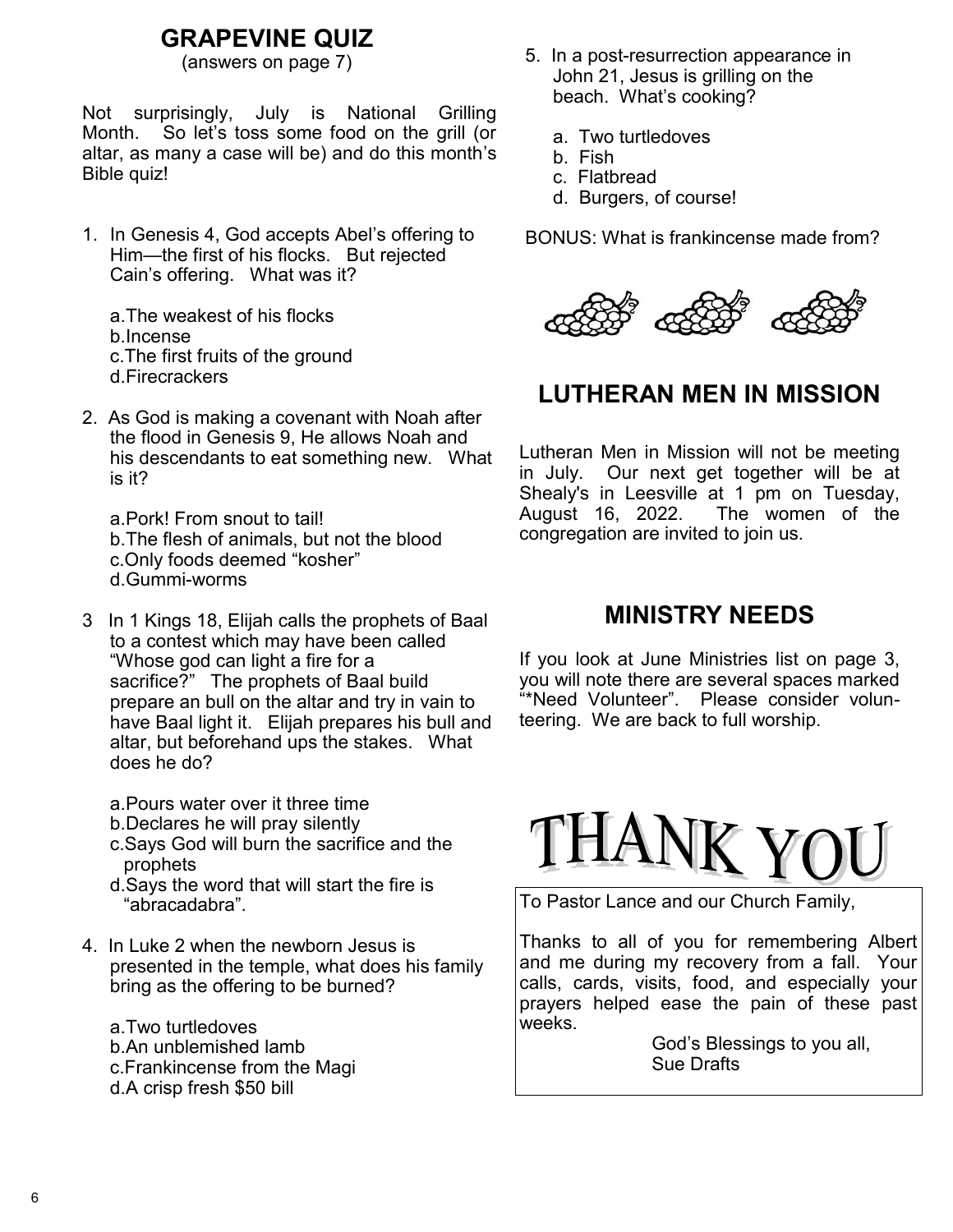## GRAPEVINE QUIZ

(answers on page 7)

Not surprisingly, July is National Grilling Month. So let's toss some food on the grill (or altar, as many a case will be) and do this month's Bible quiz!

1. In Genesis 4, God accepts Abel's offering to Him—the first of his flocks. But rejected Cain's offering. What was it?

   a. The weakest of his flocks
   b. Incense
   c. The first fruits of the ground
   d. Firecrackers

2. As God is making a covenant with Noah after the flood in Genesis 9, He allows Noah and his descendants to eat something new. What is it?

   a. Pork! From snout to tail!
   b. The flesh of animals, but not the blood
   c. Only foods deemed "kosher"
   d. Gummi-worms

3. In 1 Kings 18, Elijah calls the prophets of Baal to a contest which may have been called "Whose god can light a fire for a sacrifice?" The prophets of Baal build prepare an bull on the altar and try in vain to have Baal light it. Elijah prepares his bull and altar, but beforehand ups the stakes. What does he do?

   a. Pours water over it three time
   b. Declares he will pray silently
   c. Says God will burn the sacrifice and the prophets
   d. Says the word that will start the fire is "abracadabra".

4. In Luke 2 when the newborn Jesus is presented in the temple, what does his family bring as the offering to be burned?

   a. Two turtledoves
   b. An unblemished lamb
   c. Frankincense from the Magi
   d. A crisp fresh $50 bill

5. In a post-resurrection appearance in John 21, Jesus is grilling on the beach. What's cooking?

   a. Two turtledoves
   b. Fish
   c. Flatbread
   d. Burgers, of course!

BONUS: What is frankincense made from?

## LUTHERAN MEN IN MISSION

Lutheran Men in Mission will not be meeting in July. Our next get together will be at Shealy's in Leesville at 1 pm on Tuesday, August 16, 2022. The women of the congregation are invited to join us.

## MINISTRY NEEDS

If you look at June Ministries list on page 3, you will note there are several spaces marked "*Need Volunteer". Please consider volunteering. We are back to full worship.

## THANK YOU

To Pastor Lance and our Church Family,

Thanks to all of you for remembering Albert and me during my recovery from a fall. Your calls, cards, visits, food, and especially your prayers helped ease the pain of these past weeks.

God's Blessings to you all,
Sue Drafts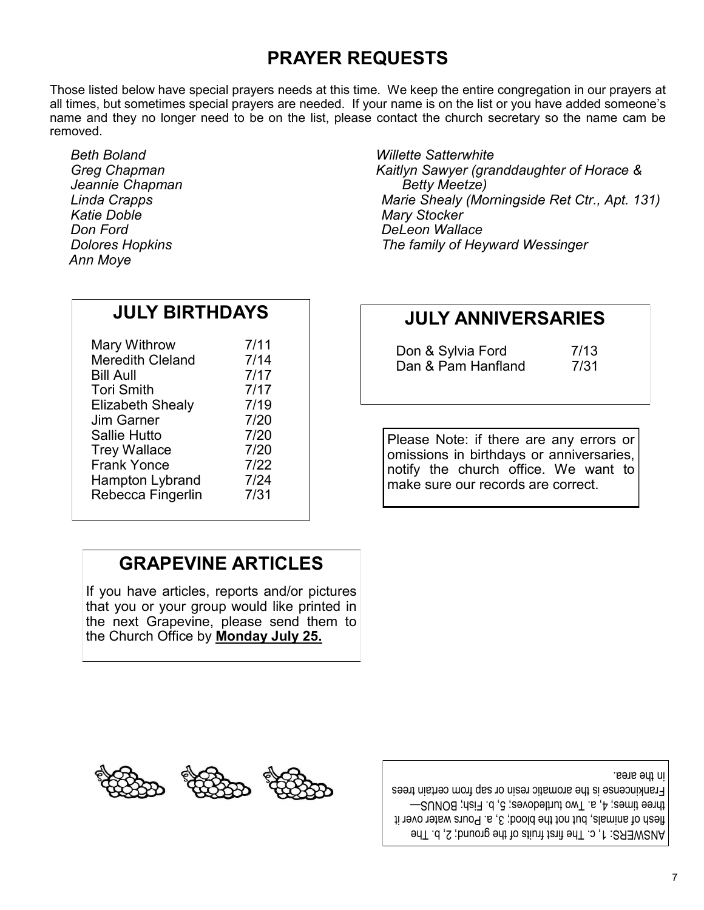# PRAYER REQUESTS

Those listed below have special prayers needs at this time. We keep the entire congregation in our prayers at all times, but sometimes special prayers are needed. If your name is on the list or you have added someone's name and they no longer need to be on the list, please contact the church secretary so the name cam be removed.

*Beth Boland*
*Greg Chapman*
*Jeannie Chapman*
*Linda Crapps*
*Katie Doble*
*Don Ford*
*Dolores Hopkins*
*Ann Moye*
*Willette Satterwhite*
*Kaitlyn Sawyer (granddaughter of Horace & Betty Meetze)*
*Marie Shealy (Morningside Ret Ctr., Apt. 131)*
*Mary Stocker*
*DeLeon Wallace*
*The family of Heyward Wessinger*

## JULY BIRTHDAYS

| | |
|---|---|
| Mary Withrow | 7/11 |
| Meredith Cleland | 7/14 |
| Bill Aull | 7/17 |
| Tori Smith | 7/17 |
| Elizabeth Shealy | 7/19 |
| Jim Garner | 7/20 |
| Sallie Hutto | 7/20 |
| Trey Wallace | 7/20 |
| Frank Yonce | 7/22 |
| Hampton Lybrand | 7/24 |
| Rebecca Fingerlin | 7/31 |

## JULY ANNIVERSARIES

| | |
|---|---|
| Don & Sylvia Ford | 7/13 |
| Dan & Pam Hanfland | 7/31 |

Please Note: if there are any errors or omissions in birthdays or anniversaries, notify the church office. We want to make sure our records are correct.

## GRAPEVINE ARTICLES

If you have articles, reports and/or pictures that you or your group would like printed in the next Grapevine, please send them to the Church Office by **Monday July 25.**

ANSWERS: 1, c. The first fruits of the ground; 2, b. The flesh of animals, but not the blood; 3, a. Pours water over it three times; 4, a. Two turtledoves; 5, b. Fish; BONUS—Frankincense is the aromatic resin or sap from certain trees in the area.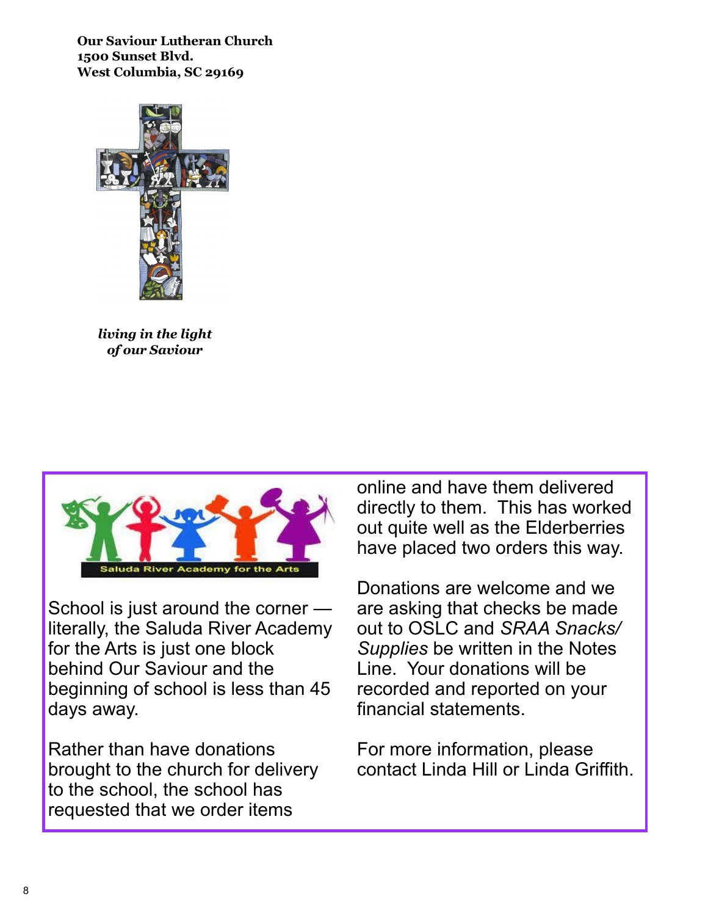**Our Saviour Lutheran Church**
**1500 Sunset Blvd.**
**West Columbia, SC 29169**

***living in the light of our Saviour***

Saluda River Academy for the Arts

School is just around the corner — literally, the Saluda River Academy for the Arts is just one block behind Our Saviour and the beginning of school is less than 45 days away.

Rather than have donations brought to the church for delivery to the school, the school has requested that we order items online and have them delivered directly to them. This has worked out quite well as the Elderberries have placed two orders this way.

Donations are welcome and we are asking that checks be made out to OSLC and *SRAA Snacks/ Supplies* be written in the Notes Line. Your donations will be recorded and reported on your financial statements.

For more information, please contact Linda Hill or Linda Griffith.